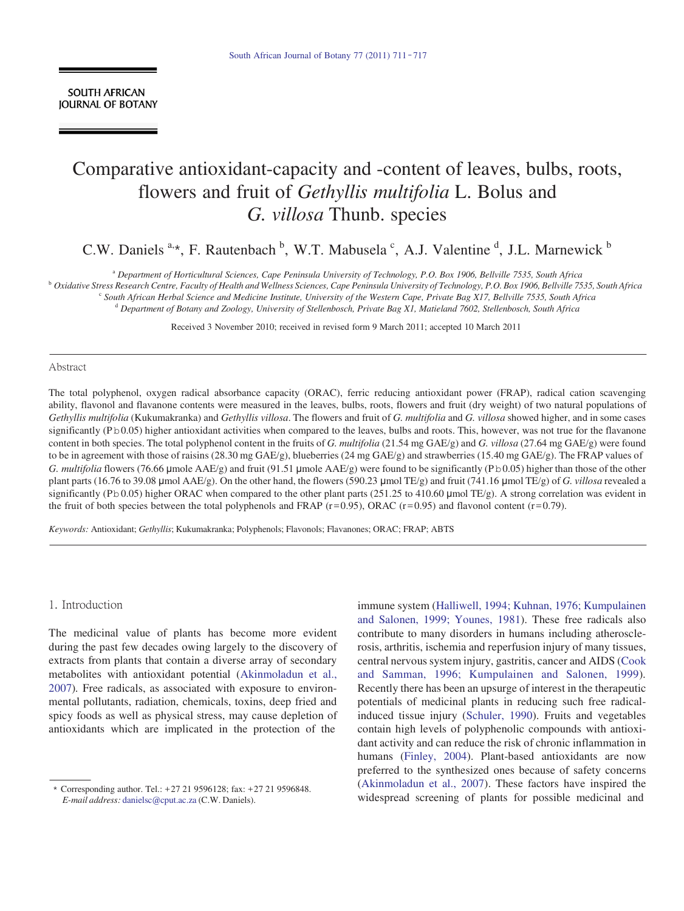# Comparative antioxidant-capacity and -content of leaves, bulbs, roots, flowers and fruit of *Gethyllis multifolia* L. Bolus and *G. villosa* Thunb. species

C.W. Daniels [a,*], F. Rautenbach [b], W.T. Mabusela [c], A.J. Valentine [d], J.L. Marnewick [b]

[a] Department of Horticultural Sciences, Cape Peninsula University of Technology, P.O. Box 1906, Bellville 7535, South Africa

[b] Oxidative Stress Research Centre, Faculty of Health and Wellness Sciences, Cape Peninsula University of Technology, P.O. Box 1906, Bellville 7535, South Africa

[c] South African Herbal Science and Medicine Institute, University of the Western Cape, Private Bag X17, Bellville 7535, South Africa

[d] Department of Botany and Zoology, University of Stellenbosch, Private Bag X1, Matieland 7602, Stellenbosch, South Africa

Received 3 November 2010; received in revised form 9 March 2011; accepted 10 March 2011

## Abstract

The total polyphenol, oxygen radical absorbance capacity (ORAC), ferric reducing antioxidant power (FRAP), radical cation scavenging ability, flavonol and flavanone contents were measured in the leaves, bulbs, roots, flowers and fruit (dry weight) of two natural populations of *Gethyllis multifolia* (Kukumakranka) and *Gethyllis villosa*. The flowers and fruit of *G. multifolia* and *G. villosa* showed higher, and in some cases significantly ($P < 0.05$) higher antioxidant activities when compared to the leaves, bulbs and roots. This, however, was not true for the flavanone content in both species. The total polyphenol content in the fruits of *G. multifolia* (21.54 mg GAE/g) and *G. villosa* (27.64 mg GAE/g) were found to be in agreement with those of raisins (28.30 mg GAE/g), blueberries (24 mg GAE/g) and strawberries (15.40 mg GAE/g). The FRAP values of *G. multifolia* flowers (76.66 μmole AAE/g) and fruit (91.51 μmole AAE/g) were found to be significantly ($P < 0.05$) higher than those of the other plant parts (16.76 to 39.08 μmol AAE/g). On the other hand, the flowers (590.23 μmol TE/g) and fruit (741.16 μmol TE/g) of *G. villosa* revealed a significantly ($P < 0.05$) higher ORAC when compared to the other plant parts (251.25 to 410.60 μmol TE/g). A strong correlation was evident in the fruit of both species between the total polyphenols and FRAP ($r = 0.95$), ORAC ($r = 0.95$) and flavonol content ($r = 0.79$).

*Keywords:* Antioxidant; *Gethyllis*; Kukumakranka; Polyphenols; Flavonols; Flavanones; ORAC; FRAP; ABTS

## 1. Introduction

The medicinal value of plants has become more evident during the past few decades owing largely to the discovery of extracts from plants that contain a diverse array of secondary metabolites with antioxidant potential (Akinmoladun et al., 2007). Free radicals, as associated with exposure to environmental pollutants, radiation, chemicals, toxins, deep fried and spicy foods as well as physical stress, may cause depletion of antioxidants which are implicated in the protection of the immune system (Halliwell, 1994; Kuhnan, 1976; Kumpulainen and Salonen, 1999; Younes, 1981). These free radicals also contribute to many disorders in humans including atherosclerosis, arthritis, ischemia and reperfusion injury of many tissues, central nervous system injury, gastritis, cancer and AIDS (Cook and Samman, 1996; Kumpulainen and Salonen, 1999). Recently there has been an upsurge of interest in the therapeutic potentials of medicinal plants in reducing such free radical-induced tissue injury (Schuler, 1990). Fruits and vegetables contain high levels of polyphenolic compounds with antioxidant activity and can reduce the risk of chronic inflammation in humans (Finley, 2004). Plant-based antioxidants are now preferred to the synthesized ones because of safety concerns (Akinmoladun et al., 2007). These factors have inspired the widespread screening of plants for possible medicinal and

* Corresponding author. Tel.: +27 21 9596128; fax: +27 21 9596848. *E-mail address:* danielsc@cput.ac.za (C.W. Daniels).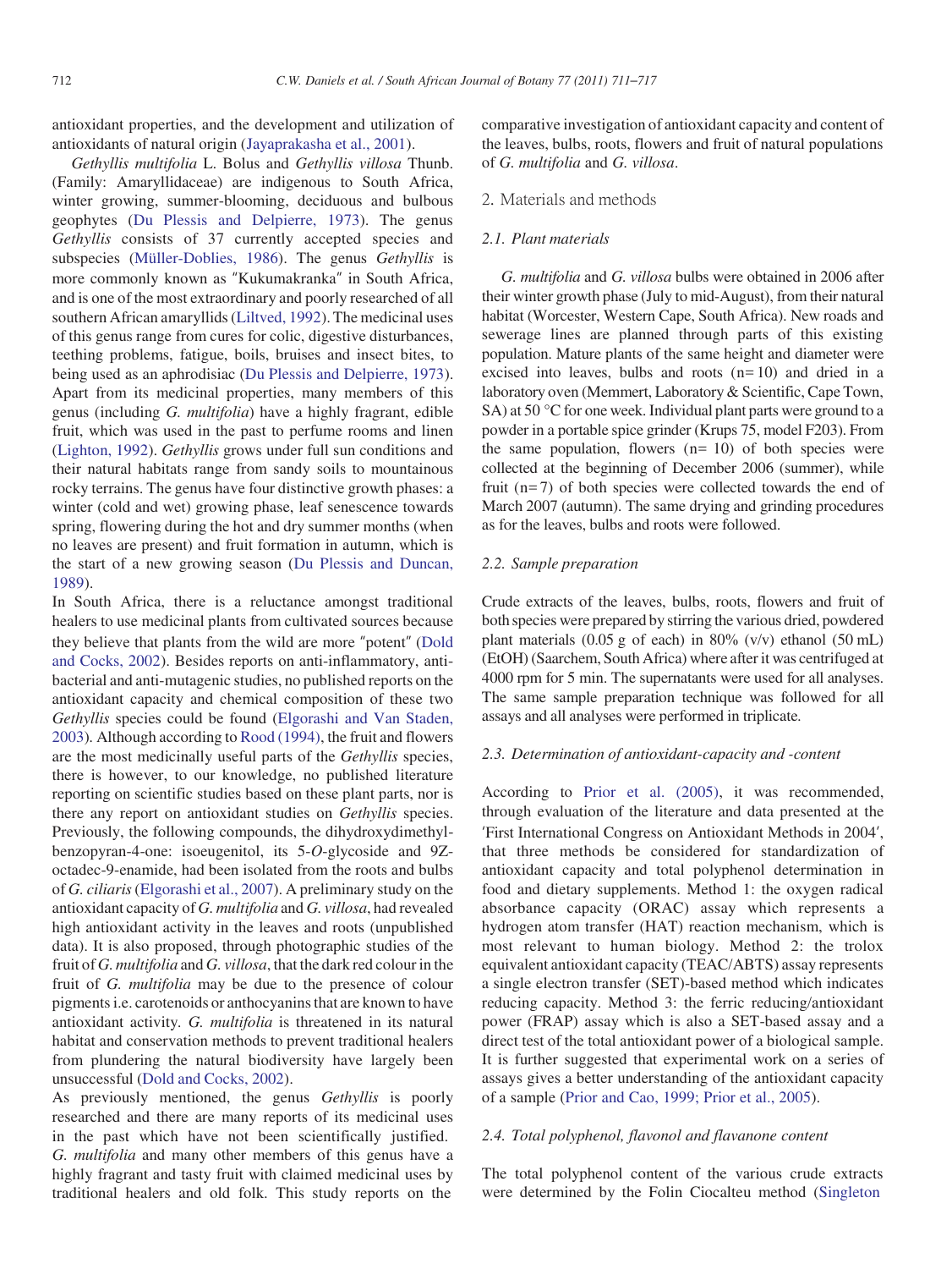antioxidant properties, and the development and utilization of antioxidants of natural origin (Jayaprakasha et al., 2001).

*Gethyllis multifolia* L. Bolus and *Gethyllis villosa* Thunb. (Family: Amaryllidaceae) are indigenous to South Africa, winter growing, summer-blooming, deciduous and bulbous geophytes (Du Plessis and Delpierre, 1973). The genus *Gethyllis* consists of 37 currently accepted species and subspecies (Müller-Doblies, 1986). The genus *Gethyllis* is more commonly known as ″Kukumakranka″ in South Africa, and is one of the most extraordinary and poorly researched of all southern African amaryllids (Liltved, 1992). The medicinal uses of this genus range from cures for colic, digestive disturbances, teething problems, fatigue, boils, bruises and insect bites, to being used as an aphrodisiac (Du Plessis and Delpierre, 1973). Apart from its medicinal properties, many members of this genus (including *G. multifolia*) have a highly fragrant, edible fruit, which was used in the past to perfume rooms and linen (Lighton, 1992). *Gethyllis* grows under full sun conditions and their natural habitats range from sandy soils to mountainous rocky terrains. The genus have four distinctive growth phases: a winter (cold and wet) growing phase, leaf senescence towards spring, flowering during the hot and dry summer months (when no leaves are present) and fruit formation in autumn, which is the start of a new growing season (Du Plessis and Duncan, 1989).

In South Africa, there is a reluctance amongst traditional healers to use medicinal plants from cultivated sources because they believe that plants from the wild are more ″potent″ (Dold and Cocks, 2002). Besides reports on anti-inflammatory, antibacterial and anti-mutagenic studies, no published reports on the antioxidant capacity and chemical composition of these two *Gethyllis* species could be found (Elgorashi and Van Staden, 2003). Although according to Rood (1994), the fruit and flowers are the most medicinally useful parts of the *Gethyllis* species, there is however, to our knowledge, no published literature reporting on scientific studies based on these plant parts, nor is there any report on antioxidant studies on *Gethyllis* species. Previously, the following compounds, the dihydroxydimethylbenzopyran-4-one: isoeugenitol, its 5-*O*-glycoside and 9Z-octadec-9-enamide, had been isolated from the roots and bulbs of *G. ciliaris* (Elgorashi et al., 2007). A preliminary study on the antioxidant capacity of *G. multifolia* and *G. villosa*, had revealed high antioxidant activity in the leaves and roots (unpublished data). It is also proposed, through photographic studies of the fruit of *G. multifolia* and *G. villosa*, that the dark red colour in the fruit of *G. multifolia* may be due to the presence of colour pigments i.e. carotenoids or anthocyanins that are known to have antioxidant activity. *G. multifolia* is threatened in its natural habitat and conservation methods to prevent traditional healers from plundering the natural biodiversity have largely been unsuccessful (Dold and Cocks, 2002).

As previously mentioned, the genus *Gethyllis* is poorly researched and there are many reports of its medicinal uses in the past which have not been scientifically justified. *G. multifolia* and many other members of this genus have a highly fragrant and tasty fruit with claimed medicinal uses by traditional healers and old folk. This study reports on the comparative investigation of antioxidant capacity and content of the leaves, bulbs, roots, flowers and fruit of natural populations of *G. multifolia* and *G. villosa*.

## 2. Materials and methods

### 2.1. Plant materials

*G. multifolia* and *G. villosa* bulbs were obtained in 2006 after their winter growth phase (July to mid-August), from their natural habitat (Worcester, Western Cape, South Africa). New roads and sewerage lines are planned through parts of this existing population. Mature plants of the same height and diameter were excised into leaves, bulbs and roots (n= 10) and dried in a laboratory oven (Memmert, Laboratory & Scientific, Cape Town, SA) at 50 °C for one week. Individual plant parts were ground to a powder in a portable spice grinder (Krups 75, model F203). From the same population, flowers (n= 10) of both species were collected at the beginning of December 2006 (summer), while fruit (n= 7) of both species were collected towards the end of March 2007 (autumn). The same drying and grinding procedures as for the leaves, bulbs and roots were followed.

### 2.2. Sample preparation

Crude extracts of the leaves, bulbs, roots, flowers and fruit of both species were prepared by stirring the various dried, powdered plant materials (0.05 g of each) in 80% (v/v) ethanol (50 mL) (EtOH) (Saarchem, South Africa) where after it was centrifuged at 4000 rpm for 5 min. The supernatants were used for all analyses. The same sample preparation technique was followed for all assays and all analyses were performed in triplicate.

### 2.3. Determination of antioxidant-capacity and -content

According to Prior et al. (2005), it was recommended, through evaluation of the literature and data presented at the 'First International Congress on Antioxidant Methods in 2004', that three methods be considered for standardization of antioxidant capacity and total polyphenol determination in food and dietary supplements. Method 1: the oxygen radical absorbance capacity (ORAC) assay which represents a hydrogen atom transfer (HAT) reaction mechanism, which is most relevant to human biology. Method 2: the trolox equivalent antioxidant capacity (TEAC/ABTS) assay represents a single electron transfer (SET)-based method which indicates reducing capacity. Method 3: the ferric reducing/antioxidant power (FRAP) assay which is also a SET-based assay and a direct test of the total antioxidant power of a biological sample. It is further suggested that experimental work on a series of assays gives a better understanding of the antioxidant capacity of a sample (Prior and Cao, 1999; Prior et al., 2005).

### 2.4. Total polyphenol, flavonol and flavanone content

The total polyphenol content of the various crude extracts were determined by the Folin Ciocalteu method (Singleton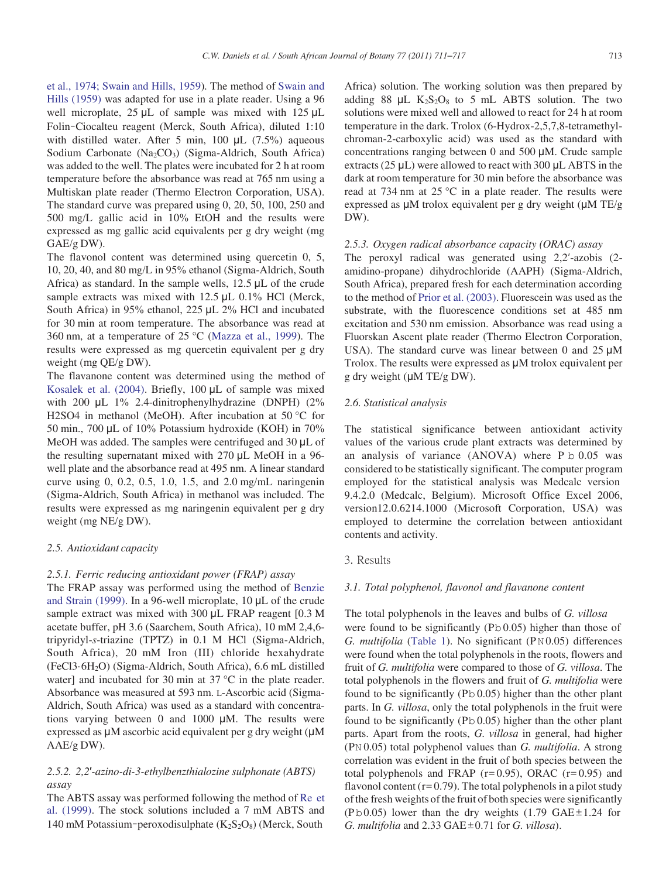et al., 1974; Swain and Hills, 1959). The method of Swain and Hills (1959) was adapted for use in a plate reader. Using a 96 well microplate, 25 µL of sample was mixed with 125 µL Folin–Ciocalteu reagent (Merck, South Africa), diluted 1:10 with distilled water. After 5 min, 100 µL (7.5%) aqueous Sodium Carbonate ($Na_2CO_3$) (Sigma-Aldrich, South Africa) was added to the well. The plates were incubated for 2 h at room temperature before the absorbance was read at 765 nm using a Multiskan plate reader (Thermo Electron Corporation, USA). The standard curve was prepared using 0, 20, 50, 100, 250 and 500 mg/L gallic acid in 10% EtOH and the results were expressed as mg gallic acid equivalents per g dry weight (mg GAE/g DW).

The flavonol content was determined using quercetin 0, 5, 10, 20, 40, and 80 mg/L in 95% ethanol (Sigma-Aldrich, South Africa) as standard. In the sample wells, 12.5 µL of the crude sample extracts was mixed with 12.5 µL 0.1% HCl (Merck, South Africa) in 95% ethanol, 225 µL 2% HCl and incubated for 30 min at room temperature. The absorbance was read at 360 nm, at a temperature of 25 °C (Mazza et al., 1999). The results were expressed as mg quercetin equivalent per g dry weight (mg QE/g DW).

The flavanone content was determined using the method of Kosalek et al. (2004). Briefly, 100 µL of sample was mixed with 200 µL 1% 2.4-dinitrophenylhydrazine (DNPH) (2% H2SO4 in methanol (MeOH). After incubation at 50 °C for 50 min., 700 µL of 10% Potassium hydroxide (KOH) in 70% MeOH was added. The samples were centrifuged and 30 µL of the resulting supernatant mixed with 270 µL MeOH in a 96-well plate and the absorbance read at 495 nm. A linear standard curve using 0, 0.2, 0.5, 1.0, 1.5, and 2.0 mg/mL naringenin (Sigma-Aldrich, South Africa) in methanol was included. The results were expressed as mg naringenin equivalent per g dry weight (mg NE/g DW).

### 2.5. Antioxidant capacity

#### 2.5.1. Ferric reducing antioxidant power (FRAP) assay

The FRAP assay was performed using the method of Benzie and Strain (1999). In a 96-well microplate, 10 µL of the crude sample extract was mixed with 300 µL FRAP reagent [0.3 M acetate buffer, pH 3.6 (Saarchem, South Africa), 10 mM 2,4,6-tripyridyl-*s*-triazine (TPTZ) in 0.1 M HCl (Sigma-Aldrich, South Africa), 20 mM Iron (III) chloride hexahydrate ($FeCl3{\cdot}6H_2O$) (Sigma-Aldrich, South Africa), 6.6 mL distilled water] and incubated for 30 min at 37 °C in the plate reader. Absorbance was measured at 593 nm. L-Ascorbic acid (Sigma-Aldrich, South Africa) was used as a standard with concentrations varying between 0 and 1000 µM. The results were expressed as µM ascorbic acid equivalent per g dry weight (µM AAE/g DW).

#### 2.5.2. 2,2′-azino-di-3-ethylbenzthialozine sulphonate (ABTS) assay

The ABTS assay was performed following the method of Re et al. (1999). The stock solutions included a 7 mM ABTS and 140 mM Potassium–peroxodisulphate ($K_2S_2O_8$) (Merck, South Africa) solution. The working solution was then prepared by adding 88 µL $K_2S_2O_8$ to 5 mL ABTS solution. The two solutions were mixed well and allowed to react for 24 h at room temperature in the dark. Trolox (6-Hydrox-2,5,7,8-tetramethyl-chroman-2-carboxylic acid) was used as the standard with concentrations ranging between 0 and 500 µM. Crude sample extracts (25 µL) were allowed to react with 300 µL ABTS in the dark at room temperature for 30 min before the absorbance was read at 734 nm at 25 °C in a plate reader. The results were expressed as µM trolox equivalent per g dry weight (µM TE/g DW).

#### 2.5.3. Oxygen radical absorbance capacity (ORAC) assay

The peroxyl radical was generated using 2,2′-azobis (2-amidino-propane) dihydrochloride (AAPH) (Sigma-Aldrich, South Africa), prepared fresh for each determination according to the method of Prior et al. (2003). Fluorescein was used as the substrate, with the fluorescence conditions set at 485 nm excitation and 530 nm emission. Absorbance was read using a Fluorskan Ascent plate reader (Thermo Electron Corporation, USA). The standard curve was linear between 0 and 25 µM Trolox. The results were expressed as µM trolox equivalent per g dry weight (µM TE/g DW).

### 2.6. Statistical analysis

The statistical significance between antioxidant activity values of the various crude plant extracts was determined by an analysis of variance (ANOVA) where $P < 0.05$ was considered to be statistically significant. The computer program employed for the statistical analysis was Medcalc version 9.4.2.0 (Medcalc, Belgium). Microsoft Office Excel 2006, version12.0.6214.1000 (Microsoft Corporation, USA) was employed to determine the correlation between antioxidant contents and activity.

## 3. Results

### 3.1. Total polyphenol, flavonol and flavanone content

The total polyphenols in the leaves and bulbs of *G. villosa* were found to be significantly ($P < 0.05$) higher than those of *G. multifolia* (Table 1). No significant ($P > 0.05$) differences were found when the total polyphenols in the roots, flowers and fruit of *G. multifolia* were compared to those of *G. villosa*. The total polyphenols in the flowers and fruit of *G. multifolia* were found to be significantly ($P < 0.05$) higher than the other plant parts. In *G. villosa*, only the total polyphenols in the fruit were found to be significantly ($P < 0.05$) higher than the other plant parts. Apart from the roots, *G. villosa* in general, had higher ($P > 0.05$) total polyphenol values than *G. multifolia*. A strong correlation was evident in the fruit of both species between the total polyphenols and FRAP ($r = 0.95$), ORAC ($r = 0.95$) and flavonol content ($r = 0.79$). The total polyphenols in a pilot study of the fresh weights of the fruit of both species were significantly ($P < 0.05$) lower than the dry weights (1.79 GAE ± 1.24 for *G. multifolia* and 2.33 GAE ± 0.71 for *G. villosa*).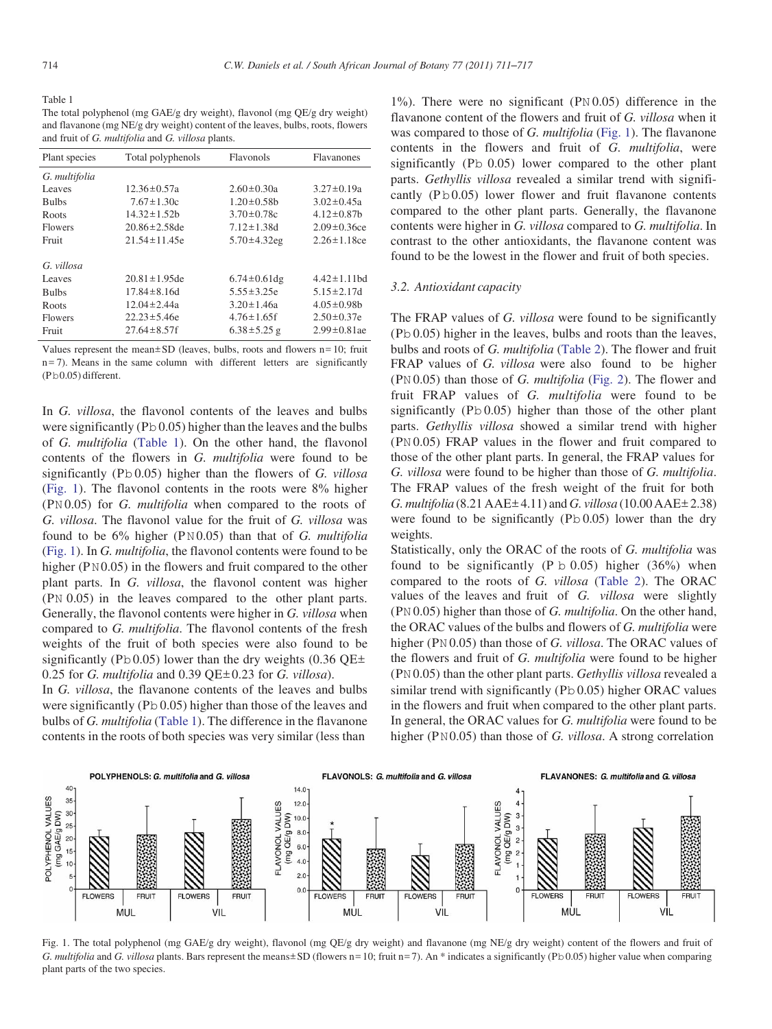Table 1
The total polyphenol (mg GAE/g dry weight), flavonol (mg QE/g dry weight) and flavanone (mg NE/g dry weight) content of the leaves, bulbs, roots, flowers and fruit of *G. multifolia* and *G. villosa* plants.

| Plant species | Total polyphenols | Flavonols | Flavanones |
|---|---|---|---|
| *G. multifolia* | | | |
| Leaves | 12.36±0.57a | 2.60±0.30a | 3.27±0.19a |
| Bulbs | 7.67±1.30c | 1.20±0.58b | 3.02±0.45a |
| Roots | 14.32±1.52b | 3.70±0.78c | 4.12±0.87b |
| Flowers | 20.86±2.58de | 7.12±1.38d | 2.09±0.36ce |
| Fruit | 21.54±11.45e | 5.70±4.32eg | 2.26±1.18ce |
| *G. villosa* | | | |
| Leaves | 20.81±1.95de | 6.74±0.61dg | 4.42±1.11bd |
| Bulbs | 17.84±8.16d | 5.55±3.25e | 5.15±2.17d |
| Roots | 12.04±2.44a | 3.20±1.46a | 4.05±0.98b |
| Flowers | 22.23±5.46e | 4.76±1.65f | 2.50±0.37e |
| Fruit | 27.64±8.57f | 6.38±5.25 g | 2.99±0.81ae |

Values represent the mean±SD (leaves, bulbs, roots and flowers n= 10; fruit n= 7). Means in the same column with different letters are significantly ($P < 0.05$) different.

In *G. villosa*, the flavonol contents of the leaves and bulbs were significantly ($P < 0.05$) higher than the leaves and the bulbs of *G. multifolia* (Table 1). On the other hand, the flavonol contents of the flowers in *G. multifolia* were found to be significantly ($P < 0.05$) higher than the flowers of *G. villosa* (Fig. 1). The flavonol contents in the roots were 8% higher ($P > 0.05$) for *G. multifolia* when compared to the roots of *G. villosa*. The flavonol value for the fruit of *G. villosa* was found to be 6% higher ($P > 0.05$) than that of *G. multifolia* (Fig. 1). In *G. multifolia*, the flavonol contents were found to be higher ($P > 0.05$) in the flowers and fruit compared to the other plant parts. In *G. villosa*, the flavonol content was higher ($P > 0.05$) in the leaves compared to the other plant parts. Generally, the flavonol contents were higher in *G. villosa* when compared to *G. multifolia*. The flavonol contents of the fresh weights of the fruit of both species were also found to be significantly ($P < 0.05$) lower than the dry weights (0.36 QE± 0.25 for *G. multifolia* and 0.39 QE±0.23 for *G. villosa*).

In *G. villosa*, the flavanone contents of the leaves and bulbs were significantly ($P < 0.05$) higher than those of the leaves and bulbs of *G. multifolia* (Table 1). The difference in the flavanone contents in the roots of both species was very similar (less than 1%). There were no significant ($P > 0.05$) difference in the flavanone content of the flowers and fruit of *G. villosa* when it was compared to those of *G. multifolia* (Fig. 1). The flavanone contents in the flowers and fruit of *G. multifolia*, were significantly ($P < 0.05$) lower compared to the other plant parts. *Gethyllis villosa* revealed a similar trend with significantly ($P < 0.05$) lower flower and fruit flavanone contents compared to the other plant parts. Generally, the flavanone contents were higher in *G. villosa* compared to *G. multifolia*. In contrast to the other antioxidants, the flavanone content was found to be the lowest in the flower and fruit of both species.

### 3.2. Antioxidant capacity

The FRAP values of *G. villosa* were found to be significantly ($P < 0.05$) higher in the leaves, bulbs and roots than the leaves, bulbs and roots of *G. multifolia* (Table 2). The flower and fruit FRAP values of *G. villosa* were also found to be higher ($P > 0.05$) than those of *G. multifolia* (Fig. 2). The flower and fruit FRAP values of *G. multifolia* were found to be significantly ($P < 0.05$) higher than those of the other plant parts. *Gethyllis villosa* showed a similar trend with higher ($P > 0.05$) FRAP values in the flower and fruit compared to those of the other plant parts. In general, the FRAP values for *G. villosa* were found to be higher than those of *G. multifolia*. The FRAP values of the fresh weight of the fruit for both *G. multifolia* (8.21 AAE± 4.11) and *G. villosa* (10.00 AAE± 2.38) were found to be significantly ($P < 0.05$) lower than the dry weights.

Statistically, only the ORAC of the roots of *G. multifolia* was found to be significantly ($P < 0.05$) higher (36%) when compared to the roots of *G. villosa* (Table 2). The ORAC values of the leaves and fruit of *G. villosa* were slightly ($P > 0.05$) higher than those of *G. multifolia*. On the other hand, the ORAC values of the bulbs and flowers of *G. multifolia* were higher ($P > 0.05$) than those of *G. villosa*. The ORAC values of the flowers and fruit of *G. multifolia* were found to be higher ($P > 0.05$) than the other plant parts. *Gethyllis villosa* revealed a similar trend with significantly ($P < 0.05$) higher ORAC values in the flowers and fruit when compared to the other plant parts. In general, the ORAC values for *G. multifolia* were found to be higher ($P > 0.05$) than those of *G. villosa*. A strong correlation

POLYPHENOLS: *G. multifolia* and *G. villosa*
POLYPHENOL VALUES (mg GAE/g DW)
40 35 30 25 20 15 10 5 0
FLOWERS FRUIT FLOWERS FRUIT
MUL VIL

FLAVONOLS: *G. multifolia* and *G. villosa*
FLAVONOL VALUES (mg QE/g DW)
14.0 12.0 10.0 8.0 6.0 4.0 2.0 0.0
*
FLOWERS FRUIT FLOWERS FRUIT
MUL VIL

FLAVANONES: *G. multifolia* and *G. villosa*
FLAVONOL VALUES (mg QE/g DW)
4 4 3 3 2 2 1 1 0
FLOWERS FRUIT FLOWERS FRUIT
MUL VIL

Fig. 1. The total polyphenol (mg GAE/g dry weight), flavonol (mg QE/g dry weight) and flavanone (mg NE/g dry weight) content of the flowers and fruit of *G. multifolia* and *G. villosa* plants. Bars represent the means± SD (flowers n= 10; fruit n= 7). An * indicates a significantly ($P < 0.05$) higher value when comparing plant parts of the two species.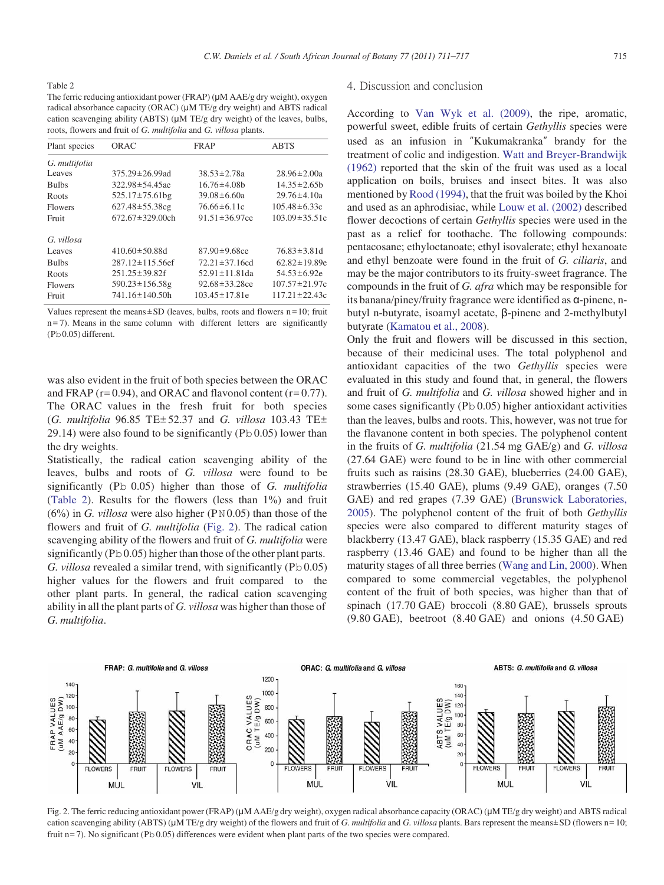Table 2
The ferric reducing antioxidant power (FRAP) (μM AAE/g dry weight), oxygen radical absorbance capacity (ORAC) (μM TE/g dry weight) and ABTS radical cation scavenging ability (ABTS) (μM TE/g dry weight) of the leaves, bulbs, roots, flowers and fruit of *G. multifolia* and *G. villosa* plants.

| Plant species | ORAC | FRAP | ABTS |
|---|---|---|---|
| *G. multifolia* | | | |
| Leaves | 375.29±26.99ad | 38.53±2.78a | 28.96±2.00a |
| Bulbs | 322.98±54.45ae | 16.76±4.08b | 14.35±2.65b |
| Roots | 525.17±75.61bg | 39.08±6.60a | 29.76±4.10a |
| Flowers | 627.48±55.38cg | 76.66±6.11c | 105.48±6.33c |
| Fruit | 672.67±329.00ch | 91.51±36.97ce | 103.09±35.51c |
| *G. villosa* | | | |
| Leaves | 410.60±50.88d | 87.90±9.68ce | 76.83±3.81d |
| Bulbs | 287.12±115.56ef | 72.21±37.16cd | 62.82±19.89e |
| Roots | 251.25±39.82f | 52.91±11.81da | 54.53±6.92e |
| Flowers | 590.23±156.58g | 92.68±33.28ce | 107.57±21.97c |
| Fruit | 741.16±140.50h | 103.45±17.81e | 117.21±22.43c |

Values represent the means±SD (leaves, bulbs, roots and flowers n=10; fruit n=7). Means in the same column with different letters are significantly ($P<0.05$) different.

was also evident in the fruit of both species between the ORAC and FRAP (r=0.94), and ORAC and flavonol content (r=0.77). The ORAC values in the fresh fruit for both species (*G. multifolia* 96.85 TE±52.37 and *G. villosa* 103.43 TE±29.14) were also found to be significantly ($P<0.05$) lower than the dry weights.

Statistically, the radical cation scavenging ability of the leaves, bulbs and roots of *G. villosa* were found to be significantly ($P<0.05$) higher than those of *G. multifolia* (Table 2). Results for the flowers (less than 1%) and fruit (6%) in *G. villosa* were also higher ($P>0.05$) than those of the flowers and fruit of *G. multifolia* (Fig. 2). The radical cation scavenging ability of the flowers and fruit of *G. multifolia* were significantly ($P<0.05$) higher than those of the other plant parts. *G. villosa* revealed a similar trend, with significantly ($P<0.05$) higher values for the flowers and fruit compared to the other plant parts. In general, the radical cation scavenging ability in all the plant parts of *G. villosa* was higher than those of *G. multifolia*.

## 4. Discussion and conclusion

According to Van Wyk et al. (2009), the ripe, aromatic, powerful sweet, edible fruits of certain *Gethyllis* species were used as an infusion in "Kukumakranka" brandy for the treatment of colic and indigestion. Watt and Breyer-Brandwijk (1962) reported that the skin of the fruit was used as a local application on boils, bruises and insect bites. It was also mentioned by Rood (1994), that the fruit was boiled by the Khoi and used as an aphrodisiac, while Louw et al. (2002) described flower decoctions of certain *Gethyllis* species were used in the past as a relief for toothache. The following compounds: pentacosane; ethyloctanoate; ethyl isovalerate; ethyl hexanoate and ethyl benzoate were found in the fruit of *G. ciliaris*, and may be the major contributors to its fruity-sweet fragrance. The compounds in the fruit of *G. afra* which may be responsible for its banana/piney/fruity fragrance were identified as α-pinene, n-butyl n-butyrate, isoamyl acetate, β-pinene and 2-methylbutyl butyrate (Kamatou et al., 2008).

Only the fruit and flowers will be discussed in this section, because of their medicinal uses. The total polyphenol and antioxidant capacities of the two *Gethyllis* species were evaluated in this study and found that, in general, the flowers and fruit of *G. multifolia* and *G. villosa* showed higher and in some cases significantly ($P<0.05$) higher antioxidant activities than the leaves, bulbs and roots. This, however, was not true for the flavanone content in both species. The polyphenol content in the fruits of *G. multifolia* (21.54 mg GAE/g) and *G. villosa* (27.64 GAE) were found to be in line with other commercial fruits such as raisins (28.30 GAE), blueberries (24.00 GAE), strawberries (15.40 GAE), plums (9.49 GAE), oranges (7.50 GAE) and red grapes (7.39 GAE) (Brunswick Laboratories, 2005). The polyphenol content of the fruit of both *Gethyllis* species were also compared to different maturity stages of blackberry (13.47 GAE), black raspberry (15.35 GAE) and red raspberry (13.46 GAE) and found to be higher than all the maturity stages of all three berries (Wang and Lin, 2000). When compared to some commercial vegetables, the polyphenol content of the fruit of both species, was higher than that of spinach (17.70 GAE) broccoli (8.80 GAE), brussels sprouts (9.80 GAE), beetroot (8.40 GAE) and onions (4.50 GAE)

FRAP: *G. multifolia* and *G. villosa*
FRAP VALUES (uM AAE/g DW)
0 20 40 60 80 100 120 140
FLOWERS FRUIT FLOWERS FRUIT
MUL VIL

ORAC: *G. multifolia* and *G. villosa*
ORAC VALUES (uM TE/g DW)
0 200 400 600 800 1000 1200
FLOWERS FRUIT FLOWERS FRUIT
MUL VIL

ABTS: *G. multifolia* and *G. villosa*
ABTS VALUES (uM TE/g DW)
0 20 40 60 80 100 120 140 160
FLOWERS FRUIT FLOWERS FRUIT
MUL VIL

Fig. 2. The ferric reducing antioxidant power (FRAP) (μM AAE/g dry weight), oxygen radical absorbance capacity (ORAC) (μM TE/g dry weight) and ABTS radical cation scavenging ability (ABTS) (μM TE/g dry weight) of the flowers and fruit of *G. multifolia* and *G. villosa* plants. Bars represent the means±SD (flowers n=10; fruit n=7). No significant ($P<0.05$) differences were evident when plant parts of the two species were compared.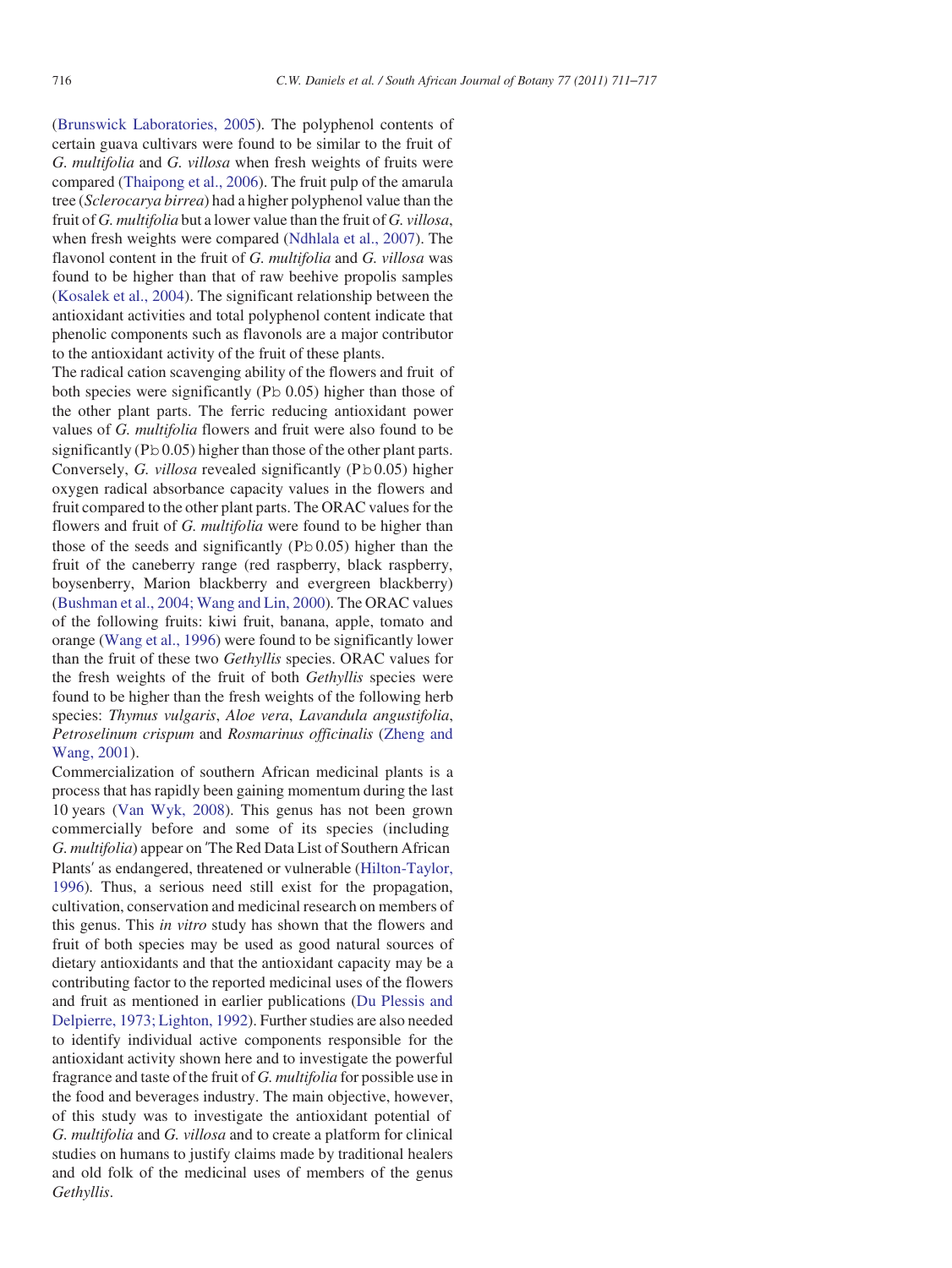(Brunswick Laboratories, 2005). The polyphenol contents of certain guava cultivars were found to be similar to the fruit of *G. multifolia* and *G. villosa* when fresh weights of fruits were compared (Thaipong et al., 2006). The fruit pulp of the amarula tree (*Sclerocarya birrea*) had a higher polyphenol value than the fruit of *G. multifolia* but a lower value than the fruit of *G. villosa*, when fresh weights were compared (Ndhlala et al., 2007). The flavonol content in the fruit of *G. multifolia* and *G. villosa* was found to be higher than that of raw beehive propolis samples (Kosalek et al., 2004). The significant relationship between the antioxidant activities and total polyphenol content indicate that phenolic components such as flavonols are a major contributor to the antioxidant activity of the fruit of these plants.

The radical cation scavenging ability of the flowers and fruit of both species were significantly ($P < 0.05$) higher than those of the other plant parts. The ferric reducing antioxidant power values of *G. multifolia* flowers and fruit were also found to be significantly ($P < 0.05$) higher than those of the other plant parts. Conversely, *G. villosa* revealed significantly ($P < 0.05$) higher oxygen radical absorbance capacity values in the flowers and fruit compared to the other plant parts. The ORAC values for the flowers and fruit of *G. multifolia* were found to be higher than those of the seeds and significantly ($P < 0.05$) higher than the fruit of the caneberry range (red raspberry, black raspberry, boysenberry, Marion blackberry and evergreen blackberry) (Bushman et al., 2004; Wang and Lin, 2000). The ORAC values of the following fruits: kiwi fruit, banana, apple, tomato and orange (Wang et al., 1996) were found to be significantly lower than the fruit of these two *Gethyllis* species. ORAC values for the fresh weights of the fruit of both *Gethyllis* species were found to be higher than the fresh weights of the following herb species: *Thymus vulgaris*, *Aloe vera*, *Lavandula angustifolia*, *Petroselinum crispum* and *Rosmarinus officinalis* (Zheng and Wang, 2001).

Commercialization of southern African medicinal plants is a process that has rapidly been gaining momentum during the last 10 years (Van Wyk, 2008). This genus has not been grown commercially before and some of its species (including *G. multifolia*) appear on 'The Red Data List of Southern African Plants' as endangered, threatened or vulnerable (Hilton-Taylor, 1996). Thus, a serious need still exist for the propagation, cultivation, conservation and medicinal research on members of this genus. This *in vitro* study has shown that the flowers and fruit of both species may be used as good natural sources of dietary antioxidants and that the antioxidant capacity may be a contributing factor to the reported medicinal uses of the flowers and fruit as mentioned in earlier publications (Du Plessis and Delpierre, 1973; Lighton, 1992). Further studies are also needed to identify individual active components responsible for the antioxidant activity shown here and to investigate the powerful fragrance and taste of the fruit of *G. multifolia* for possible use in the food and beverages industry. The main objective, however, of this study was to investigate the antioxidant potential of *G. multifolia* and *G. villosa* and to create a platform for clinical studies on humans to justify claims made by traditional healers and old folk of the medicinal uses of members of the genus *Gethyllis*.